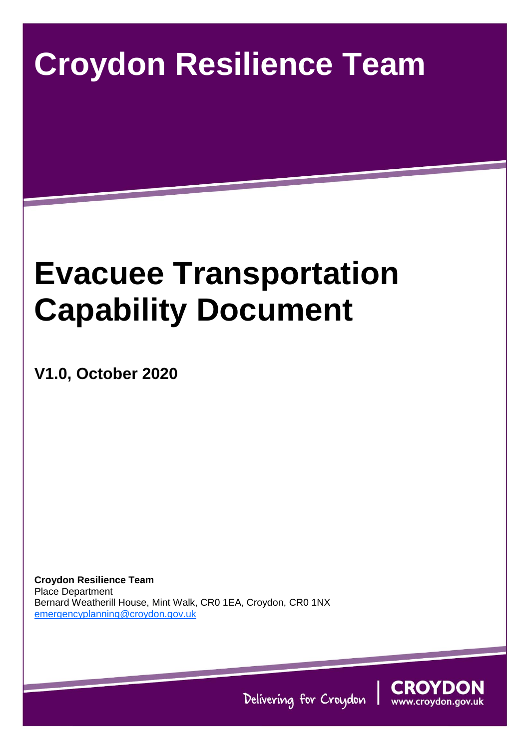# Croydon Resilience Team

# Evacuee Transportation Capability Document

**V1.0, October 2020**

**Croydon Resilience Team**
Place Department
Bernard Weatherill House, Mint Walk, CR0 1EA, Croydon, CR0 1NX
emergencyplanning@croydon.gov.uk

Delivering for Croydon | CROYDON www.croydon.gov.uk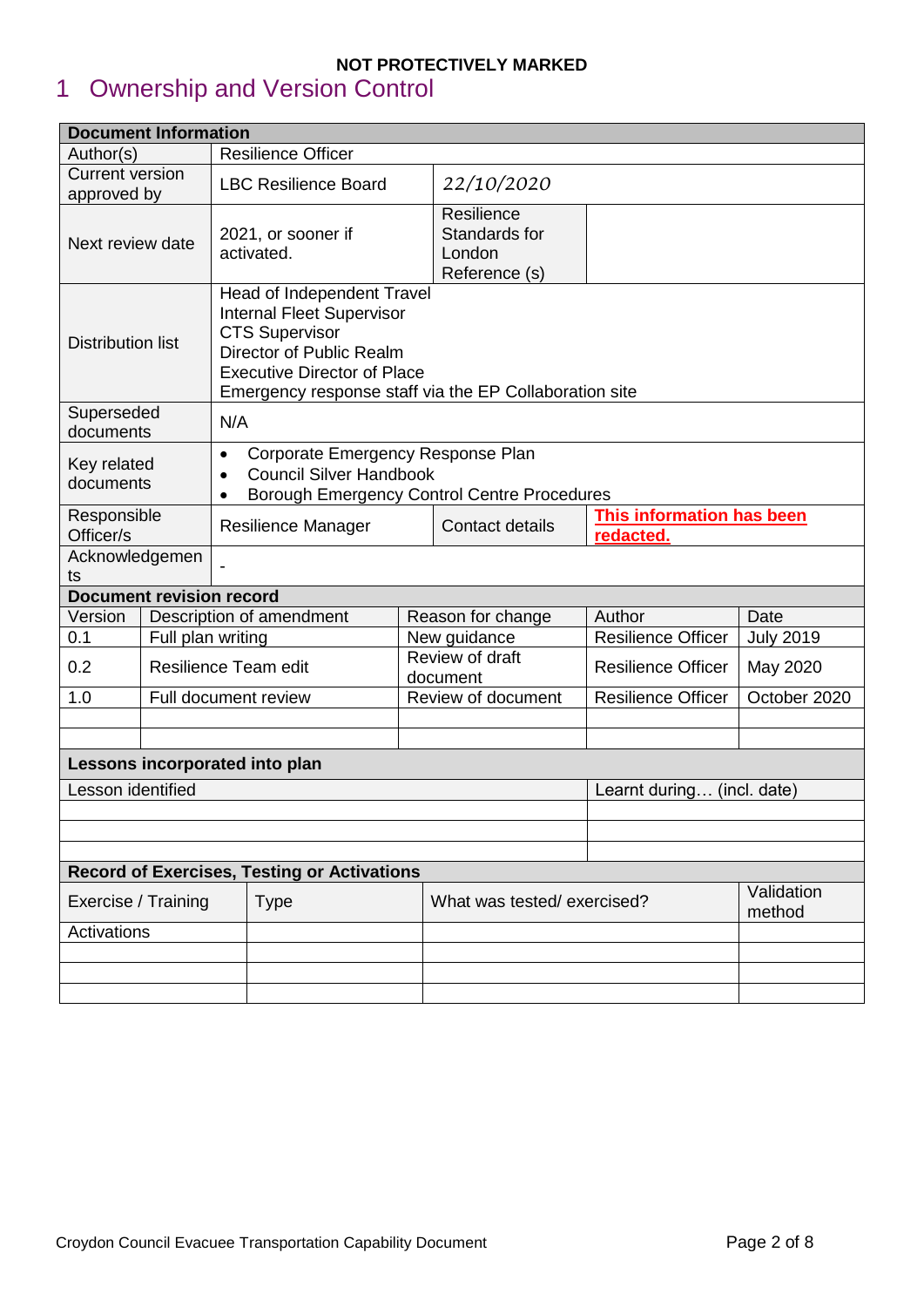**NOT PROTECTIVELY MARKED**

# 1 Ownership and Version Control

| **Document Information** | | | |
|---|---|---|---|
| Author(s) | Resilience Officer | | |
| Current version approved by | LBC Resilience Board | *22/10/2020* | |
| Next review date | 2021, or sooner if activated. | Resilience Standards for London Reference (s) | |
| Distribution list | Head of Independent Travel<br>Internal Fleet Supervisor<br>CTS Supervisor<br>Director of Public Realm<br>Executive Director of Place<br>Emergency response staff via the EP Collaboration site | | |
| Superseded documents | N/A | | |
| Key related documents | • Corporate Emergency Response Plan<br>• Council Silver Handbook<br>• Borough Emergency Control Centre Procedures | | |
| Responsible Officer/s | Resilience Manager | Contact details | **This information has been redacted.** |
| Acknowledgements | - | | |

| **Document revision record** | | | | |
|---|---|---|---|---|
| Version | Description of amendment | Reason for change | Author | Date |
| 0.1 | Full plan writing | New guidance | Resilience Officer | July 2019 |
| 0.2 | Resilience Team edit | Review of draft document | Resilience Officer | May 2020 |
| 1.0 | Full document review | Review of document | Resilience Officer | October 2020 |
| | | | | |
| | | | | |

| **Lessons incorporated into plan** | |
|---|---|
| Lesson identified | Learnt during… (incl. date) |
| | |
| | |
| | |

| **Record of Exercises, Testing or Activations** | | | |
|---|---|---|---|
| Exercise / Training | Type | What was tested/ exercised? | Validation method |
| Activations | | | |
| | | | |
| | | | |
| | | | |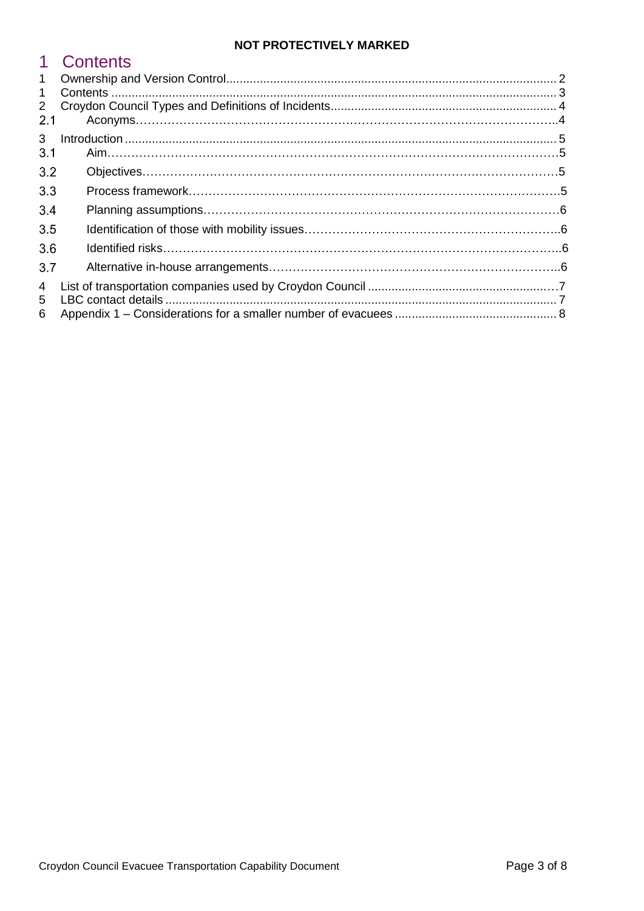# 1 Contents

1 Ownership and Version Control .......... 2
1 Contents .......... 3
2 Croydon Council Types and Definitions of Incidents .......... 4
2.1 Aconyms .......... 4
3 Introduction .......... 5
3.1 Aim .......... 5
3.2 Objectives .......... 5
3.3 Process framework .......... 5
3.4 Planning assumptions .......... 6
3.5 Identification of those with mobility issues .......... 6
3.6 Identified risks .......... 6
3.7 Alternative in-house arrangements .......... 6
4 List of transportation companies used by Croydon Council .......... 7
5 LBC contact details .......... 7
6 Appendix 1 – Considerations for a smaller number of evacuees .......... 8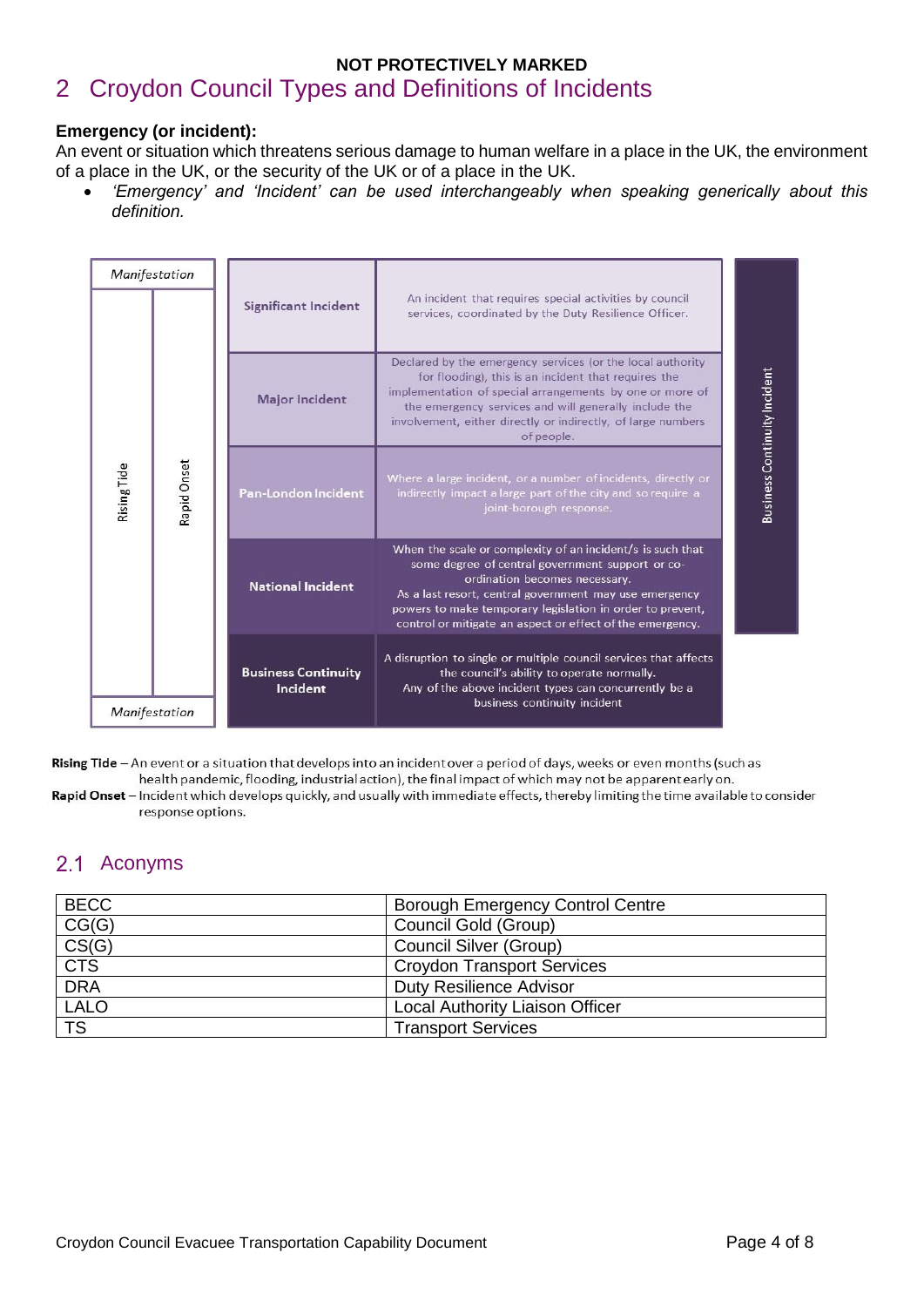**NOT PROTECTIVELY MARKED**

# 2 Croydon Council Types and Definitions of Incidents

**Emergency (or incident):**

An event or situation which threatens serious damage to human welfare in a place in the UK, the environment of a place in the UK, or the security of the UK or of a place in the UK.

- *'Emergency' and 'Incident' can be used interchangeably when speaking generically about this definition.*

| Incident Type | Definition |
|---|---|
| Significant Incident | An incident that requires special activities by council services, coordinated by the Duty Resilience Officer. |
| Major Incident | Declared by the emergency services (or the local authority for flooding), this is an incident that requires the implementation of special arrangements by one or more of the emergency services and will generally include the involvement, either directly or indirectly, of large numbers of people. |
| Pan-London Incident | Where a large incident, or a number of incidents, directly or indirectly impact a large part of the city and so require a joint-borough response. |
| National Incident | When the scale or complexity of an incident/s is such that some degree of central government support or co-ordination becomes necessary. As a last resort, central government may use emergency powers to make temporary legislation in order to prevent, control or mitigate an aspect or effect of the emergency. |
| Business Continuity Incident | A disruption to single or multiple council services that affects the council's ability to operate normally. Any of the above incident types can concurrently be a business continuity incident |

Manifestation: Rising Tide / Rapid Onset

Business Continuity Incident

**Rising Tide** – An event or a situation that develops into an incident over a period of days, weeks or even months (such as health pandemic, flooding, industrial action), the final impact of which may not be apparent early on.

**Rapid Onset** – Incident which develops quickly, and usually with immediate effects, thereby limiting the time available to consider response options.

## 2.1 Acronyms

| Acronym | Meaning |
|---|---|
| BECC | Borough Emergency Control Centre |
| CG(G) | Council Gold (Group) |
| CS(G) | Council Silver (Group) |
| CTS | Croydon Transport Services |
| DRA | Duty Resilience Advisor |
| LALO | Local Authority Liaison Officer |
| TS | Transport Services |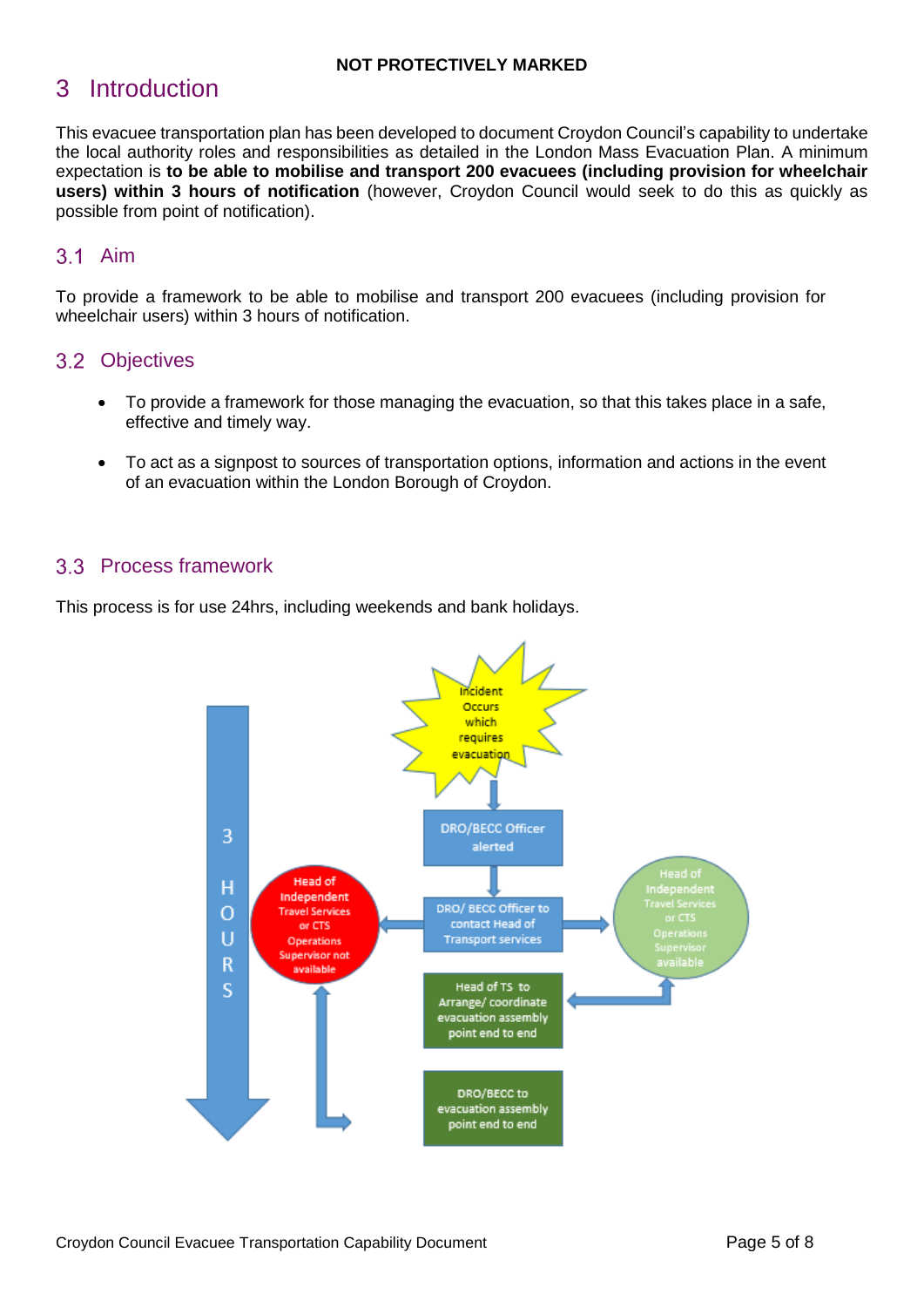# 3 Introduction

This evacuee transportation plan has been developed to document Croydon Council's capability to undertake the local authority roles and responsibilities as detailed in the London Mass Evacuation Plan. A minimum expectation is **to be able to mobilise and transport 200 evacuees (including provision for wheelchair users) within 3 hours of notification** (however, Croydon Council would seek to do this as quickly as possible from point of notification).

## 3.1 Aim

To provide a framework to be able to mobilise and transport 200 evacuees (including provision for wheelchair users) within 3 hours of notification.

## 3.2 Objectives

- To provide a framework for those managing the evacuation, so that this takes place in a safe, effective and timely way.
- To act as a signpost to sources of transportation options, information and actions in the event of an evacuation within the London Borough of Croydon.

## 3.3 Process framework

This process is for use 24hrs, including weekends and bank holidays.

3 HOURS

Incident Occurs which requires evacuation

DRO/BECC Officer alerted

DRO/ BECC Officer to contact Head of Transport services

Head of Independent Travel Services or CTS Operations Supervisor not available

Head of Independent Travel Services or CTS Operations Supervisor available

Head of TS to Arrange/ coordinate evacuation assembly point end to end

DRO/BECC to evacuation assembly point end to end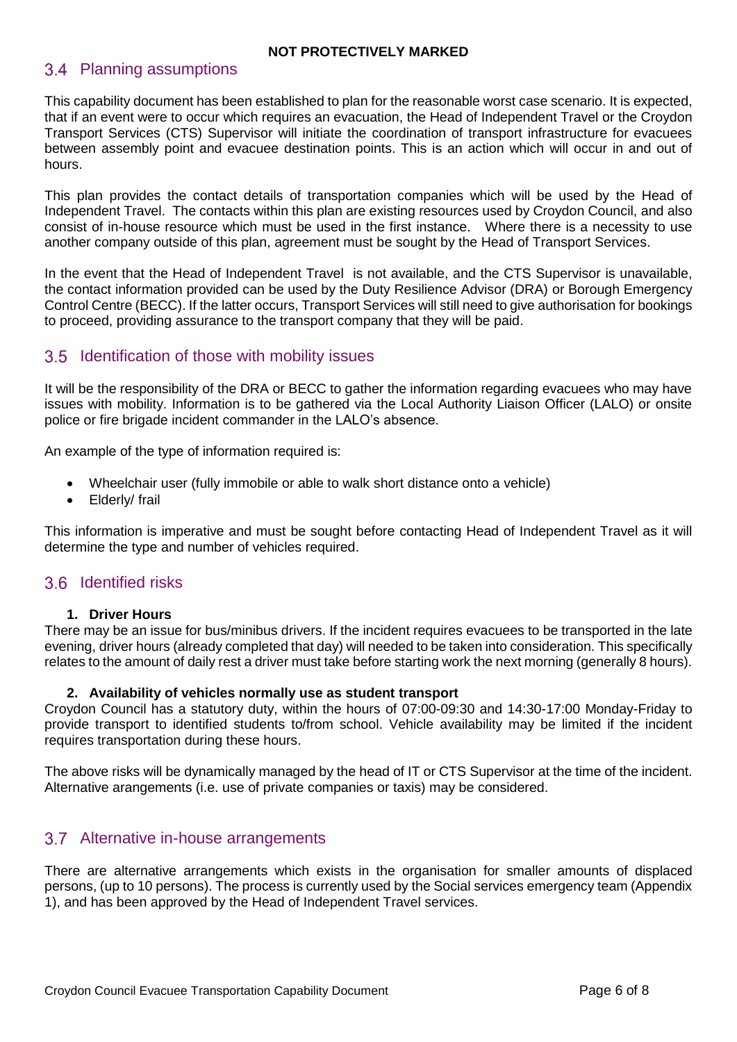## 3.4 Planning assumptions

This capability document has been established to plan for the reasonable worst case scenario. It is expected, that if an event were to occur which requires an evacuation, the Head of Independent Travel or the Croydon Transport Services (CTS) Supervisor will initiate the coordination of transport infrastructure for evacuees between assembly point and evacuee destination points. This is an action which will occur in and out of hours.

This plan provides the contact details of transportation companies which will be used by the Head of Independent Travel. The contacts within this plan are existing resources used by Croydon Council, and also consist of in-house resource which must be used in the first instance. Where there is a necessity to use another company outside of this plan, agreement must be sought by the Head of Transport Services.

In the event that the Head of Independent Travel is not available, and the CTS Supervisor is unavailable, the contact information provided can be used by the Duty Resilience Advisor (DRA) or Borough Emergency Control Centre (BECC). If the latter occurs, Transport Services will still need to give authorisation for bookings to proceed, providing assurance to the transport company that they will be paid.

## 3.5 Identification of those with mobility issues

It will be the responsibility of the DRA or BECC to gather the information regarding evacuees who may have issues with mobility. Information is to be gathered via the Local Authority Liaison Officer (LALO) or onsite police or fire brigade incident commander in the LALO's absence.

An example of the type of information required is:

- Wheelchair user (fully immobile or able to walk short distance onto a vehicle)
- Elderly/ frail

This information is imperative and must be sought before contacting Head of Independent Travel as it will determine the type and number of vehicles required.

## 3.6 Identified risks

1. **Driver Hours**

There may be an issue for bus/minibus drivers. If the incident requires evacuees to be transported in the late evening, driver hours (already completed that day) will needed to be taken into consideration. This specifically relates to the amount of daily rest a driver must take before starting work the next morning (generally 8 hours).

2. **Availability of vehicles normally use as student transport**

Croydon Council has a statutory duty, within the hours of 07:00-09:30 and 14:30-17:00 Monday-Friday to provide transport to identified students to/from school. Vehicle availability may be limited if the incident requires transportation during these hours.

The above risks will be dynamically managed by the head of IT or CTS Supervisor at the time of the incident. Alternative arangements (i.e. use of private companies or taxis) may be considered.

## 3.7 Alternative in-house arrangements

There are alternative arrangements which exists in the organisation for smaller amounts of displaced persons, (up to 10 persons). The process is currently used by the Social services emergency team (Appendix 1), and has been approved by the Head of Independent Travel services.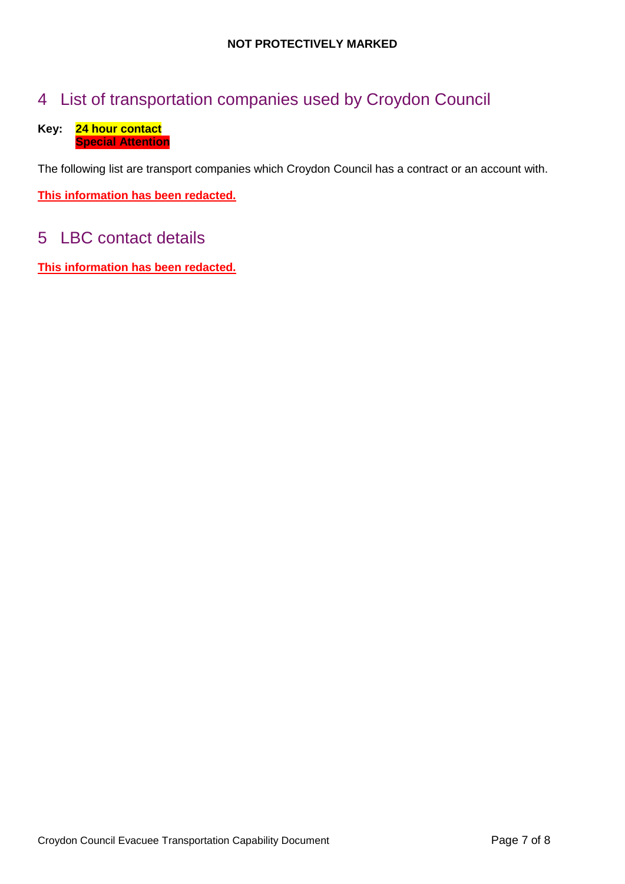## 4 List of transportation companies used by Croydon Council

**Key:** **24 hour contact**
**Special Attention**

The following list are transport companies which Croydon Council has a contract or an account with.

**This information has been redacted.**

## 5 LBC contact details

**This information has been redacted.**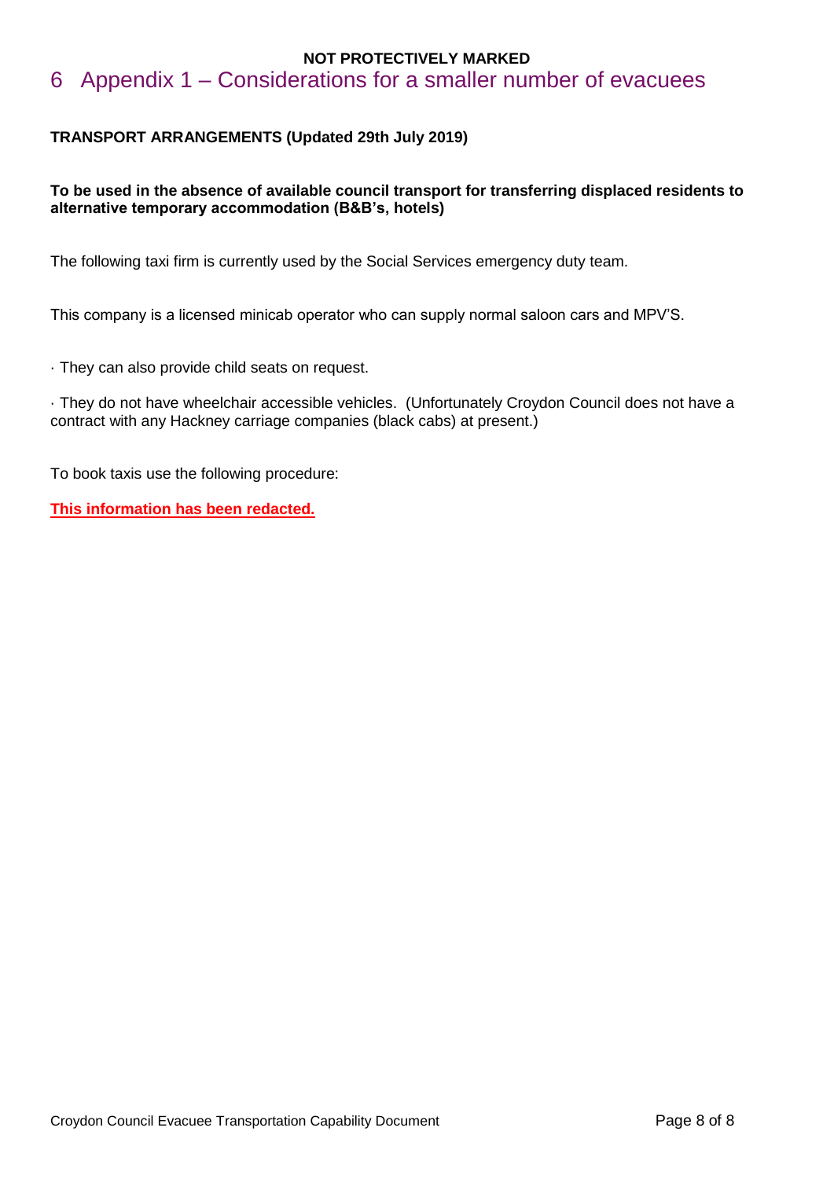# 6 Appendix 1 – Considerations for a smaller number of evacuees

**TRANSPORT ARRANGEMENTS (Updated 29th July 2019)**

**To be used in the absence of available council transport for transferring displaced residents to alternative temporary accommodation (B&B's, hotels)**

The following taxi firm is currently used by the Social Services emergency duty team.

This company is a licensed minicab operator who can supply normal saloon cars and MPV'S.

- They can also provide child seats on request.
- They do not have wheelchair accessible vehicles. (Unfortunately Croydon Council does not have a contract with any Hackney carriage companies (black cabs) at present.)

To book taxis use the following procedure:

**This information has been redacted.**